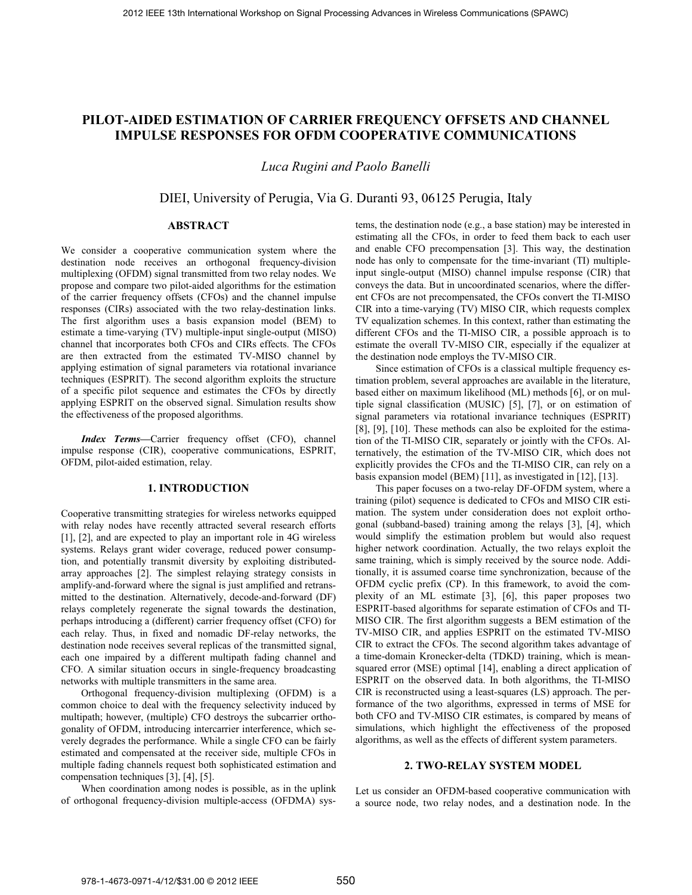# PILOT-AIDED ESTIMATION OF CARRIER FREQUENCY OFFSETS AND CHANNEL IMPULSE RESPONSES FOR OFDM COOPERATIVE COMMUNICATIONS

*Luca Rugini and Paolo Banelli*

DIEI, University of Perugia, Via G. Duranti 93, 06125 Perugia, Italy

## ABSTRACT

We consider a cooperative communication system where the destination node receives an orthogonal frequency-division multiplexing (OFDM) signal transmitted from two relay nodes. We propose and compare two pilot-aided algorithms for the estimation of the carrier frequency offsets (CFOs) and the channel impulse responses (CIRs) associated with the two relay-destination links. The first algorithm uses a basis expansion model (BEM) to estimate a time-varying (TV) multiple-input single-output (MISO) channel that incorporates both CFOs and CIRs effects. The CFOs are then extracted from the estimated TV-MISO channel by applying estimation of signal parameters via rotational invariance techniques (ESPRIT). The second algorithm exploits the structure of a specific pilot sequence and estimates the CFOs by directly applying ESPRIT on the observed signal. Simulation results show the effectiveness of the proposed algorithms.

***Index Terms***—Carrier frequency offset (CFO), channel impulse response (CIR), cooperative communications, ESPRIT, OFDM, pilot-aided estimation, relay.

## 1. INTRODUCTION

Cooperative transmitting strategies for wireless networks equipped with relay nodes have recently attracted several research efforts [1], [2], and are expected to play an important role in 4G wireless systems. Relays grant wider coverage, reduced power consumption, and potentially transmit diversity by exploiting distributed-array approaches [2]. The simplest relaying strategy consists in amplify-and-forward where the signal is just amplified and retransmitted to the destination. Alternatively, decode-and-forward (DF) relays completely regenerate the signal towards the destination, perhaps introducing a (different) carrier frequency offset (CFO) for each relay. Thus, in fixed and nomadic DF-relay networks, the destination node receives several replicas of the transmitted signal, each one impaired by a different multipath fading channel and CFO. A similar situation occurs in single-frequency broadcasting networks with multiple transmitters in the same area.

Orthogonal frequency-division multiplexing (OFDM) is a common choice to deal with the frequency selectivity induced by multipath; however, (multiple) CFO destroys the subcarrier orthogonality of OFDM, introducing intercarrier interference, which severely degrades the performance. While a single CFO can be fairly estimated and compensated at the receiver side, multiple CFOs in multiple fading channels request both sophisticated estimation and compensation techniques [3], [4], [5].

When coordination among nodes is possible, as in the uplink of orthogonal frequency-division multiple-access (OFDMA) systems, the destination node (e.g., a base station) may be interested in estimating all the CFOs, in order to feed them back to each user and enable CFO precompensation [3]. This way, the destination node has only to compensate for the time-invariant (TI) multiple-input single-output (MISO) channel impulse response (CIR) that conveys the data. But in uncoordinated scenarios, where the different CFOs are not precompensated, the CFOs convert the TI-MISO CIR into a time-varying (TV) MISO CIR, which requests complex TV equalization schemes. In this context, rather than estimating the different CFOs and the TI-MISO CIR, a possible approach is to estimate the overall TV-MISO CIR, especially if the equalizer at the destination node employs the TV-MISO CIR.

Since estimation of CFOs is a classical multiple frequency estimation problem, several approaches are available in the literature, based either on maximum likelihood (ML) methods [6], or on multiple signal classification (MUSIC) [5], [7], or on estimation of signal parameters via rotational invariance techniques (ESPRIT) [8], [9], [10]. These methods can also be exploited for the estimation of the TI-MISO CIR, separately or jointly with the CFOs. Alternatively, the estimation of the TV-MISO CIR, which does not explicitly provides the CFOs and the TI-MISO CIR, can rely on a basis expansion model (BEM) [11], as investigated in [12], [13].

This paper focuses on a two-relay DF-OFDM system, where a training (pilot) sequence is dedicated to CFOs and MISO CIR estimation. The system under consideration does not exploit orthogonal (subband-based) training among the relays [3], [4], which would simplify the estimation problem but would also request higher network coordination. Actually, the two relays exploit the same training, which is simply received by the source node. Additionally, it is assumed coarse time synchronization, because of the OFDM cyclic prefix (CP). In this framework, to avoid the complexity of an ML estimate [3], [6], this paper proposes two ESPRIT-based algorithms for separate estimation of CFOs and TI-MISO CIR. The first algorithm suggests a BEM estimation of the TV-MISO CIR, and applies ESPRIT on the estimated TV-MISO CIR to extract the CFOs. The second algorithm takes advantage of a time-domain Kronecker-delta (TDKD) training, which is mean-squared error (MSE) optimal [14], enabling a direct application of ESPRIT on the observed data. In both algorithms, the TI-MISO CIR is reconstructed using a least-squares (LS) approach. The performance of the two algorithms, expressed in terms of MSE for both CFO and TV-MISO CIR estimates, is compared by means of simulations, which highlight the effectiveness of the proposed algorithms, as well as the effects of different system parameters.

## 2. TWO-RELAY SYSTEM MODEL

Let us consider an OFDM-based cooperative communication with a source node, two relay nodes, and a destination node. In the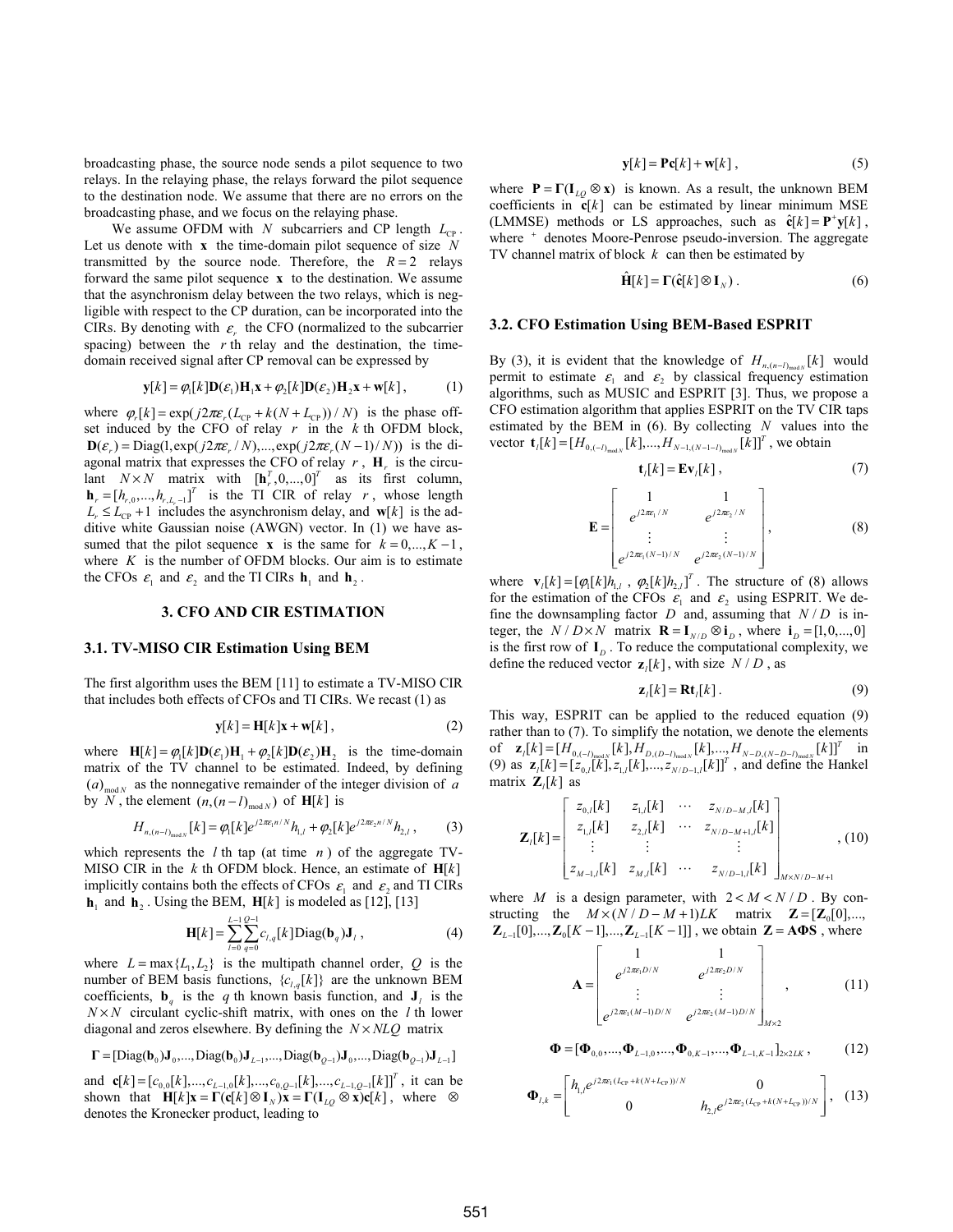broadcasting phase, the source node sends a pilot sequence to two relays. In the relaying phase, the relays forward the pilot sequence to the destination node. We assume that there are no errors on the broadcasting phase, and we focus on the relaying phase.

We assume OFDM with $N$ subcarriers and CP length $L_{\text{CP}}$. Let us denote with $\mathbf{x}$ the time-domain pilot sequence of size $N$ transmitted by the source node. Therefore, the $R = 2$ relays forward the same pilot sequence $\mathbf{x}$ to the destination. We assume that the asynchronism delay between the two relays, which is negligible with respect to the CP duration, can be incorporated into the CIRs. By denoting with $\varepsilon_r$ the CFO (normalized to the subcarrier spacing) between the $r$ th relay and the destination, the time-domain received signal after CP removal can be expressed by

$$\mathbf{y}[k] = \varphi_1[k]\mathbf{D}(\varepsilon_1)\mathbf{H}_1\mathbf{x} + \varphi_2[k]\mathbf{D}(\varepsilon_2)\mathbf{H}_2\mathbf{x} + \mathbf{w}[k], \qquad (1)$$

where $\varphi_r[k] = \exp(j2\pi\varepsilon_r(L_{\text{CP}} + k(N + L_{\text{CP}}))/N)$ is the phase offset induced by the CFO of relay $r$ in the $k$ th OFDM block, $\mathbf{D}(\varepsilon_r) = \text{Diag}(1, \exp(j2\pi\varepsilon_r/N), ..., \exp(j2\pi\varepsilon_r(N-1)/N))$ is the diagonal matrix that expresses the CFO of relay $r$, $\mathbf{H}_r$ is the circulant $N \times N$ matrix with $[\mathbf{h}_r^T, 0, ..., 0]^T$ as its first column, $\mathbf{h}_r = [h_{r,0}, ..., h_{r,L_r-1}]^T$ is the TI CIR of relay $r$, whose length $L_r \le L_{\text{CP}} + 1$ includes the asynchronism delay, and $\mathbf{w}[k]$ is the additive white Gaussian noise (AWGN) vector. In (1) we have assumed that the pilot sequence $\mathbf{x}$ is the same for $k = 0, ..., K-1$, where $K$ is the number of OFDM blocks. Our aim is to estimate the CFOs $\varepsilon_1$ and $\varepsilon_2$ and the TI CIRs $\mathbf{h}_1$ and $\mathbf{h}_2$.

## 3. CFO AND CIR ESTIMATION

### 3.1. TV-MISO CIR Estimation Using BEM

The first algorithm uses the BEM [11] to estimate a TV-MISO CIR that includes both effects of CFOs and TI CIRs. We recast (1) as

$$\mathbf{y}[k] = \mathbf{H}[k]\mathbf{x} + \mathbf{w}[k], \qquad (2)$$

where $\mathbf{H}[k] = \varphi_1[k]\mathbf{D}(\varepsilon_1)\mathbf{H}_1 + \varphi_2[k]\mathbf{D}(\varepsilon_2)\mathbf{H}_2$ is the time-domain matrix of the TV channel to be estimated. Indeed, by defining $(a)_{\text{mod}N}$ as the nonnegative remainder of the integer division of $a$ by $N$, the element $(n, (n-l)_{\text{mod}N})$ of $\mathbf{H}[k]$ is

$$H_{n,(n-l)_{\text{mod}N}}[k] = \varphi_1[k]e^{j2\pi\varepsilon_1 n/N}h_{1,l} + \varphi_2[k]e^{j2\pi\varepsilon_2 n/N}h_{2,l}, \qquad (3)$$

which represents the $l$ th tap (at time $n$) of the aggregate TV-MISO CIR in the $k$ th OFDM block. Hence, an estimate of $\mathbf{H}[k]$ implicitly contains both the effects of CFOs $\varepsilon_1$ and $\varepsilon_2$ and TI CIRs $\mathbf{h}_1$ and $\mathbf{h}_2$. Using the BEM, $\mathbf{H}[k]$ is modeled as [12], [13]

$$\mathbf{H}[k] = \sum_{l=0}^{L-1}\sum_{q=0}^{Q-1} c_{l,q}[k]\text{Diag}(\mathbf{b}_q)\mathbf{J}_l, \qquad (4)$$

where $L = \max\{L_1, L_2\}$ is the multipath channel order, $Q$ is the number of BEM basis functions, $\{c_{l,q}[k]\}$ are the unknown BEM coefficients, $\mathbf{b}_q$ is the $q$ th known basis function, and $\mathbf{J}_l$ is the $N \times N$ circulant cyclic-shift matrix, with ones on the $l$ th lower diagonal and zeros elsewhere. By defining the $N \times NLQ$ matrix

$$\mathbf{\Gamma} = [\text{Diag}(\mathbf{b}_0)\mathbf{J}_0, ..., \text{Diag}(\mathbf{b}_0)\mathbf{J}_{L-1}, ..., \text{Diag}(\mathbf{b}_{Q-1})\mathbf{J}_0, ..., \text{Diag}(\mathbf{b}_{Q-1})\mathbf{J}_{L-1}]$$

and $\mathbf{c}[k] = [c_{0,0}[k], ..., c_{L-1,0}[k], ..., c_{0,Q-1}[k], ..., c_{L-1,Q-1}[k]]^T$, it can be shown that $\mathbf{H}[k]\mathbf{x} = \mathbf{\Gamma}(\mathbf{c}[k] \otimes \mathbf{I}_N)\mathbf{x} = \mathbf{\Gamma}(\mathbf{I}_{LQ} \otimes \mathbf{x})\mathbf{c}[k]$, where $\otimes$ denotes the Kronecker product, leading to

$$\mathbf{y}[k] = \mathbf{P}\mathbf{c}[k] + \mathbf{w}[k], \qquad (5)$$

where $\mathbf{P} = \mathbf{\Gamma}(\mathbf{I}_{LQ} \otimes \mathbf{x})$ is known. As a result, the unknown BEM coefficients in $\mathbf{c}[k]$ can be estimated by linear minimum MSE (LMMSE) methods or LS approaches, such as $\hat{\mathbf{c}}[k] = \mathbf{P}^{+}\mathbf{y}[k]$, where $^{+}$ denotes Moore-Penrose pseudo-inversion. The aggregate TV channel matrix of block $k$ can then be estimated by

$$\hat{\mathbf{H}}[k] = \mathbf{\Gamma}(\hat{\mathbf{c}}[k] \otimes \mathbf{I}_N). \qquad (6)$$

### 3.2. CFO Estimation Using BEM-Based ESPRIT

By (3), it is evident that the knowledge of $H_{n,(n-l)_{\text{mod}N}}[k]$ would permit to estimate $\varepsilon_1$ and $\varepsilon_2$ by classical frequency estimation algorithms, such as MUSIC and ESPRIT [3]. Thus, we propose a CFO estimation algorithm that applies ESPRIT on the TV CIR taps estimated by the BEM in (6). By collecting $N$ values into the vector $\mathbf{t}_l[k] = [H_{0,(-l)_{\text{mod}N}}[k], ..., H_{N-1,(N-1-l)_{\text{mod}N}}[k]]^T$, we obtain

$$\mathbf{t}_l[k] = \mathbf{E}\mathbf{v}_l[k], \qquad (7)$$

$$\mathbf{E} = \begin{bmatrix} 1 & 1 \\ e^{j2\pi\varepsilon_1/N} & e^{j2\pi\varepsilon_2/N} \\ \vdots & \vdots \\ e^{j2\pi\varepsilon_1(N-1)/N} & e^{j2\pi\varepsilon_2(N-1)/N} \end{bmatrix}, \qquad (8)$$

where $\mathbf{v}_l[k] = [\varphi_1[k]h_{1,l}\ ,\ \varphi_2[k]h_{2,l}]^T$. The structure of (8) allows for the estimation of the CFOs $\varepsilon_1$ and $\varepsilon_2$ using ESPRIT. We define the downsampling factor $D$ and, assuming that $N/D$ is integer, the $N/D \times N$ matrix $\mathbf{R} = \mathbf{I}_{N/D} \otimes \mathbf{i}_D$, where $\mathbf{i}_D = [1, 0, ..., 0]$ is the first row of $\mathbf{I}_D$. To reduce the computational complexity, we define the reduced vector $\mathbf{z}_l[k]$, with size $N/D$, as

$$\mathbf{z}_l[k] = \mathbf{R}\mathbf{t}_l[k]. \qquad (9)$$

This way, ESPRIT can be applied to the reduced equation (9) rather than to (7). To simplify the notation, we denote the elements of $\mathbf{z}_l[k] = [H_{0,(-l)_{\text{mod}N}}[k], H_{D,(D-l)_{\text{mod}N}}[k], ..., H_{N-D,(N-D-l)_{\text{mod}N}}[k]]^T$ in (9) as $\mathbf{z}_l[k] = [z_{0,l}[k], z_{1,l}[k], ..., z_{N/D-1,l}[k]]^T$, and define the Hankel matrix $\mathbf{Z}_l[k]$ as

$$\mathbf{Z}_l[k] = \begin{bmatrix} z_{0,l}[k] & z_{1,l}[k] & \cdots & z_{N/D-M,l}[k] \\ z_{1,l}[k] & z_{2,l}[k] & \cdots & z_{N/D-M+1,l}[k] \\ \vdots & \vdots & & \vdots \\ z_{M-1,l}[k] & z_{M,l}[k] & \cdots & z_{N/D-1,l}[k] \end{bmatrix}_{M \times N/D-M+1}, \qquad (10)$$

where $M$ is a design parameter, with $2 < M < N/D$. By constructing the $M \times (N/D - M + 1)LK$ matrix $\mathbf{Z} = [\mathbf{Z}_0[0], ..., \mathbf{Z}_{L-1}[0], ..., \mathbf{Z}_0[K-1], ..., \mathbf{Z}_{L-1}[K-1]]$, we obtain $\mathbf{Z} = \mathbf{A}\mathbf{\Phi}\mathbf{S}$, where

$$\mathbf{A} = \begin{bmatrix} 1 & 1 \\ e^{j2\pi\varepsilon_1 D/N} & e^{j2\pi\varepsilon_2 D/N} \\ \vdots & \vdots \\ e^{j2\pi\varepsilon_1(M-1)D/N} & e^{j2\pi\varepsilon_2(M-1)D/N} \end{bmatrix}_{M \times 2}, \qquad (11)$$

$$\mathbf{\Phi} = [\mathbf{\Phi}_{0,0}, ..., \mathbf{\Phi}_{L-1,0}, ..., \mathbf{\Phi}_{0,K-1}, ..., \mathbf{\Phi}_{L-1,K-1}]_{2 \times 2LK}, \qquad (12)$$

$$\mathbf{\Phi}_{l,k} = \begin{bmatrix} h_{1,l}e^{j2\pi\varepsilon_1(L_{\text{CP}}+k(N+L_{\text{CP}}))/N} & 0 \\ 0 & h_{2,l}e^{j2\pi\varepsilon_2(L_{\text{CP}}+k(N+L_{\text{CP}}))/N} \end{bmatrix}, \qquad (13)$$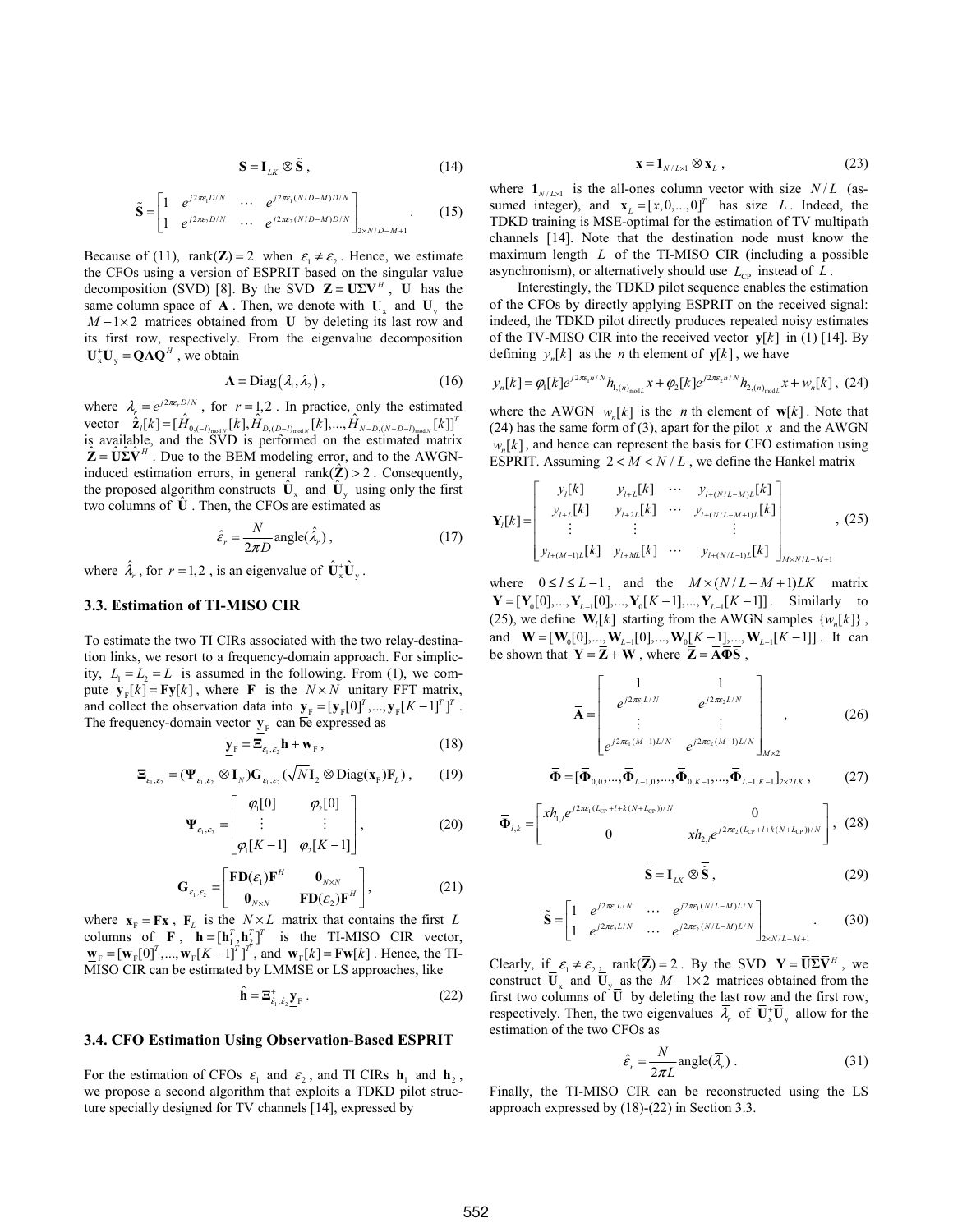$$\mathbf{S} = \mathbf{I}_{LK} \otimes \tilde{\mathbf{S}}, \tag{14}$$

$$\tilde{\mathbf{S}} = \begin{bmatrix} 1 & e^{j2\pi\varepsilon_1 D/N} & \cdots & e^{j2\pi\varepsilon_1 (N/D-M)D/N} \\ 1 & e^{j2\pi\varepsilon_2 D/N} & \cdots & e^{j2\pi\varepsilon_2 (N/D-M)D/N} \end{bmatrix}_{2\times N/D-M+1}. \tag{15}$$

Because of (11), $\mathrm{rank}(\mathbf{Z}) = 2$ when $\varepsilon_1 \neq \varepsilon_2$. Hence, we estimate the CFOs using a version of ESPRIT based on the singular value decomposition (SVD) [8]. By the SVD $\mathbf{Z} = \mathbf{U\Sigma V}^H$, $\mathbf{U}$ has the same column space of $\mathbf{A}$. Then, we denote with $\mathbf{U}_\mathrm{x}$ and $\mathbf{U}_\mathrm{y}$ the $M-1\times 2$ matrices obtained from $\mathbf{U}$ by deleting its last row and its first row, respectively. From the eigenvalue decomposition $\mathbf{U}_\mathrm{x}^+\mathbf{U}_\mathrm{y} = \mathbf{Q\Lambda Q}^H$, we obtain

$$\mathbf{\Lambda} = \mathrm{Diag}(\lambda_1, \lambda_2), \tag{16}$$

where $\lambda_r = e^{j2\pi\varepsilon_r D/N}$, for $r = 1,2$. In practice, only the estimated vector $\hat{\mathbf{z}}_l[k] = [\hat{H}_{0,(-l)_{\mathrm{mod}\,N}}[k], \hat{H}_{D,(D-l)_{\mathrm{mod}\,N}}[k], ..., \hat{H}_{N-D,(N-D-l)_{\mathrm{mod}\,N}}[k]]^T$ is available, and the SVD is performed on the estimated matrix $\hat{\mathbf{Z}} = \hat{\mathbf{U}}\hat{\mathbf{\Sigma}}\hat{\mathbf{V}}^H$. Due to the BEM modeling error, and to the AWGN-induced estimation errors, in general $\mathrm{rank}(\hat{\mathbf{Z}}) > 2$. Consequently, the proposed algorithm constructs $\hat{\mathbf{U}}_\mathrm{x}$ and $\hat{\mathbf{U}}_\mathrm{y}$ using only the first two columns of $\hat{\mathbf{U}}$. Then, the CFOs are estimated as

$$\hat{\varepsilon}_r = \frac{N}{2\pi D}\mathrm{angle}(\hat{\lambda}_r), \tag{17}$$

where $\hat{\lambda}_r$, for $r = 1,2$, is an eigenvalue of $\hat{\mathbf{U}}_\mathrm{x}^+\hat{\mathbf{U}}_\mathrm{y}$.

### 3.3. Estimation of TI-MISO CIR

To estimate the two TI CIRs associated with the two relay-destination links, we resort to a frequency-domain approach. For simplicity, $L_1 = L_2 = L$ is assumed in the following. From (1), we compute $\mathbf{y}_\mathrm{F}[k] = \mathbf{F}\mathbf{y}[k]$, where $\mathbf{F}$ is the $N\times N$ unitary FFT matrix, and collect the observation data into $\underline{\mathbf{y}}_\mathrm{F} = [\mathbf{y}_\mathrm{F}[0]^T, ..., \mathbf{y}_\mathrm{F}[K-1]^T]^T$. The frequency-domain vector $\underline{\mathbf{y}}_\mathrm{F}$ can be expressed as

$$\underline{\mathbf{y}}_\mathrm{F} = \mathbf{\Xi}_{\varepsilon_1,\varepsilon_2}\mathbf{h} + \underline{\mathbf{w}}_\mathrm{F}, \tag{18}$$

$$\mathbf{\Xi}_{\varepsilon_1,\varepsilon_2} = (\mathbf{\Psi}_{\varepsilon_1,\varepsilon_2} \otimes \mathbf{I}_N)\mathbf{G}_{\varepsilon_1,\varepsilon_2}(\sqrt{N}\mathbf{I}_2 \otimes \mathrm{Diag}(\mathbf{x}_\mathrm{F})\mathbf{F}_L), \tag{19}$$

$$\mathbf{\Psi}_{\varepsilon_1,\varepsilon_2} = \begin{bmatrix} \varphi_1[0] & \varphi_2[0] \\ \vdots & \vdots \\ \varphi_1[K-1] & \varphi_2[K-1] \end{bmatrix}, \tag{20}$$

$$\mathbf{G}_{\varepsilon_1,\varepsilon_2} = \begin{bmatrix} \mathbf{FD}(\varepsilon_1)\mathbf{F}^H & \mathbf{0}_{N\times N} \\ \mathbf{0}_{N\times N} & \mathbf{FD}(\varepsilon_2)\mathbf{F}^H \end{bmatrix}, \tag{21}$$

where $\mathbf{x}_\mathrm{F} = \mathbf{Fx}$, $\mathbf{F}_L$ is the $N\times L$ matrix that contains the first $L$ columns of $\mathbf{F}$, $\mathbf{h} = [\mathbf{h}_1^T, \mathbf{h}_2^T]^T$ is the TI-MISO CIR vector, $\underline{\mathbf{w}}_\mathrm{F} = [\mathbf{w}_\mathrm{F}[0]^T, ..., \mathbf{w}_\mathrm{F}[K-1]^T]^T$, and $\mathbf{w}_\mathrm{F}[k] = \mathbf{F}\mathbf{w}[k]$. Hence, the TI-MISO CIR can be estimated by LMMSE or LS approaches, like

$$\hat{\mathbf{h}} = \mathbf{\Xi}^+_{\hat{\varepsilon}_1,\hat{\varepsilon}_2}\underline{\mathbf{y}}_\mathrm{F}. \tag{22}$$

### 3.4. CFO Estimation Using Observation-Based ESPRIT

For the estimation of CFOs $\varepsilon_1$ and $\varepsilon_2$, and TI CIRs $\mathbf{h}_1$ and $\mathbf{h}_2$, we propose a second algorithm that exploits a TDKD pilot structure specially designed for TV channels [14], expressed by

$$\mathbf{x} = \mathbf{1}_{N/L\times 1} \otimes \mathbf{x}_L, \tag{23}$$

where $\mathbf{1}_{N/L\times 1}$ is the all-ones column vector with size $N/L$ (assumed integer), and $\mathbf{x}_L = [x, 0, ..., 0]^T$ has size $L$. Indeed, the TDKD training is MSE-optimal for the estimation of TV multipath channels [14]. Note that the destination node must know the maximum length $L$ of the TI-MISO CIR (including a possible asynchronism), or alternatively should use $L_\mathrm{CP}$ instead of $L$.

Interestingly, the TDKD pilot sequence enables the estimation of the CFOs by directly applying ESPRIT on the received signal: indeed, the TDKD pilot directly produces repeated noisy estimates of the TV-MISO CIR into the received vector $\mathbf{y}[k]$ in (1) [14]. By defining $y_n[k]$ as the $n$th element of $\mathbf{y}[k]$, we have

$$y_n[k] = \varphi_1[k]e^{j2\pi\varepsilon_1 n/N}h_{1,(n)_{\mathrm{mod}\,L}}x + \varphi_2[k]e^{j2\pi\varepsilon_2 n/N}h_{2,(n)_{\mathrm{mod}\,L}}x + w_n[k], \tag{24}$$

where the AWGN $w_n[k]$ is the $n$th element of $\mathbf{w}[k]$. Note that (24) has the same form of (3), apart for the pilot $x$ and the AWGN $w_n[k]$, and hence can represent the basis for CFO estimation using ESPRIT. Assuming $2 < M < N/L$, we define the Hankel matrix

$$\mathbf{Y}_l[k] = \begin{bmatrix} y_l[k] & y_{l+L}[k] & \cdots & y_{l+(N/L-M)L}[k] \\ y_{l+L}[k] & y_{l+2L}[k] & \cdots & y_{l+(N/L-M+1)L}[k] \\ \vdots & \vdots & & \vdots \\ y_{l+(M-1)L}[k] & y_{l+ML}[k] & \cdots & y_{l+(N/L-1)L}[k] \end{bmatrix}_{M\times N/L-M+1}, \tag{25}$$

where $0 \leq l \leq L-1$, and the $M\times(N/L-M+1)LK$ matrix $\mathbf{Y} = [\mathbf{Y}_0[0], ..., \mathbf{Y}_{L-1}[0], ..., \mathbf{Y}_0[K-1], ..., \mathbf{Y}_{L-1}[K-1]]$. Similarly to (25), we define $\mathbf{W}_l[k]$ starting from the AWGN samples $\{w_n[k]\}$, and $\mathbf{W} = [\mathbf{W}_0[0], ..., \mathbf{W}_{L-1}[0], ..., \mathbf{W}_0[K-1], ..., \mathbf{W}_{L-1}[K-1]]$. It can be shown that $\mathbf{Y} = \overline{\mathbf{Z}} + \mathbf{W}$, where $\overline{\mathbf{Z}} = \overline{\mathbf{A}}\overline{\mathbf{\Phi}}\overline{\mathbf{S}}$,

$$\overline{\mathbf{A}} = \begin{bmatrix} 1 & 1 \\ e^{j2\pi\varepsilon_1 L/N} & e^{j2\pi\varepsilon_2 L/N} \\ \vdots & \vdots \\ e^{j2\pi\varepsilon_1(M-1)L/N} & e^{j2\pi\varepsilon_2(M-1)L/N} \end{bmatrix}_{M\times 2}, \tag{26}$$

$$\overline{\mathbf{\Phi}} = [\overline{\mathbf{\Phi}}_{0,0}, ..., \overline{\mathbf{\Phi}}_{L-1,0}, ..., \overline{\mathbf{\Phi}}_{0,K-1}, ..., \overline{\mathbf{\Phi}}_{L-1,K-1}]_{2\times 2LK}, \tag{27}$$

$$\overline{\mathbf{\Phi}}_{l,k} = \begin{bmatrix} xh_{1,l}e^{j2\pi\varepsilon_1(L_\mathrm{CP}+l+k(N+L_\mathrm{CP}))/N} & 0 \\ 0 & xh_{2,l}e^{j2\pi\varepsilon_2(L_\mathrm{CP}+l+k(N+L_\mathrm{CP}))/N} \end{bmatrix}, \tag{28}$$

$$\overline{\mathbf{S}} = \mathbf{I}_{LK} \otimes \tilde{\overline{\mathbf{S}}}, \tag{29}$$

$$\tilde{\overline{\mathbf{S}}} = \begin{bmatrix} 1 & e^{j2\pi\varepsilon_1 L/N} & \cdots & e^{j2\pi\varepsilon_1(N/L-M)L/N} \\ 1 & e^{j2\pi\varepsilon_2 L/N} & \cdots & e^{j2\pi\varepsilon_2(N/L-M)L/N} \end{bmatrix}_{2\times N/L-M+1}. \tag{30}$$

Clearly, if $\varepsilon_1 \neq \varepsilon_2$, $\mathrm{rank}(\overline{\mathbf{Z}}) = 2$. By the SVD $\mathbf{Y} = \overline{\mathbf{U}}\overline{\mathbf{\Sigma}}\overline{\mathbf{V}}^H$, we construct $\overline{\mathbf{U}}_\mathrm{x}$ and $\overline{\mathbf{U}}_\mathrm{y}$ as the $M-1\times 2$ matrices obtained from the first two columns of $\overline{\mathbf{U}}$ by deleting the last row and the first row, respectively. Then, the two eigenvalues $\overline{\lambda}_r$ of $\overline{\mathbf{U}}_\mathrm{x}^+\overline{\mathbf{U}}_\mathrm{y}$ allow for the estimation of the two CFOs as

$$\hat{\varepsilon}_r = \frac{N}{2\pi L}\mathrm{angle}(\overline{\lambda}_r). \tag{31}$$

Finally, the TI-MISO CIR can be reconstructed using the LS approach expressed by (18)-(22) in Section 3.3.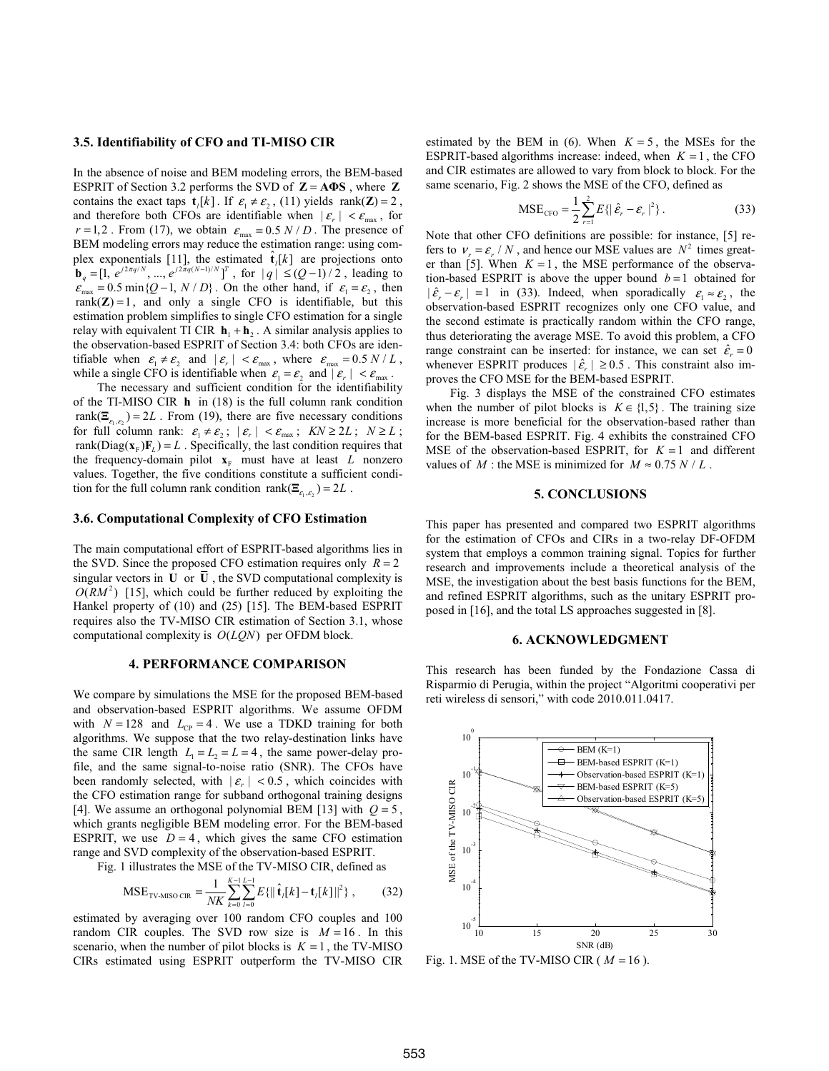### 3.5. Identifiability of CFO and TI-MISO CIR

In the absence of noise and BEM modeling errors, the BEM-based ESPRIT of Section 3.2 performs the SVD of $\mathbf{Z} = \mathbf{A\Phi S}$, where $\mathbf{Z}$ contains the exact taps $\mathbf{t}_l[k]$. If $\varepsilon_1 \neq \varepsilon_2$, (11) yields $\text{rank}(\mathbf{Z}) = 2$, and therefore both CFOs are identifiable when $|\varepsilon_r| < \varepsilon_{\max}$, for $r = 1, 2$. From (17), we obtain $\varepsilon_{\max} = 0.5\, N / D$. The presence of BEM modeling errors may reduce the estimation range: using complex exponentials [11], the estimated $\hat{\mathbf{t}}_l[k]$ are projections onto $\mathbf{b}_q = [1, e^{j2\pi q/N}, ..., e^{j2\pi q(N-1)/N}]^T$, for $|q| \leq (Q-1)/2$, leading to $\varepsilon_{\max} = 0.5 \min\{Q-1, N/D\}$. On the other hand, if $\varepsilon_1 = \varepsilon_2$, then $\text{rank}(\mathbf{Z}) = 1$, and only a single CFO is identifiable, but this estimation problem simplifies to single CFO estimation for a single relay with equivalent TI CIR $\mathbf{h}_1 + \mathbf{h}_2$. A similar analysis applies to the observation-based ESPRIT of Section 3.4: both CFOs are identifiable when $\varepsilon_1 \neq \varepsilon_2$ and $|\varepsilon_r| < \varepsilon_{\max}$, where $\varepsilon_{\max} = 0.5\, N / L$, while a single CFO is identifiable when $\varepsilon_1 = \varepsilon_2$ and $|\varepsilon_r| < \varepsilon_{\max}$.

The necessary and sufficient condition for the identifiability of the TI-MISO CIR $\mathbf{h}$ in (18) is the full column rank condition $\text{rank}(\mathbf{\Xi}_{\varepsilon_1,\varepsilon_2}) = 2L$. From (19), there are five necessary conditions for full column rank: $\varepsilon_1 \neq \varepsilon_2$; $|\varepsilon_r| < \varepsilon_{\max}$; $KN \geq 2L$; $N \geq L$; $\text{rank}(\text{Diag}(\mathbf{x}_F)\mathbf{F}_L) = L$. Specifically, the last condition requires that the frequency-domain pilot $\mathbf{x}_F$ must have at least $L$ nonzero values. Together, the five conditions constitute a sufficient condition for the full column rank condition $\text{rank}(\mathbf{\Xi}_{\varepsilon_1,\varepsilon_2}) = 2L$.

### 3.6. Computational Complexity of CFO Estimation

The main computational effort of ESPRIT-based algorithms lies in the SVD. Since the proposed CFO estimation requires only $R = 2$ singular vectors in $\mathbf{U}$ or $\bar{\mathbf{U}}$, the SVD computational complexity is $O(RM^2)$ [15], which could be further reduced by exploiting the Hankel property of (10) and (25) [15]. The BEM-based ESPRIT requires also the TV-MISO CIR estimation of Section 3.1, whose computational complexity is $O(LQN)$ per OFDM block.

## 4. PERFORMANCE COMPARISON

We compare by simulations the MSE for the proposed BEM-based and observation-based ESPRIT algorithms. We assume OFDM with $N = 128$ and $L_{\text{CP}} = 4$. We use a TDKD training for both algorithms. We suppose that the two relay-destination links have the same CIR length $L_1 = L_2 = L = 4$, the same power-delay profile, and the same signal-to-noise ratio (SNR). The CFOs have been randomly selected, with $|\varepsilon_r| < 0.5$, which coincides with the CFO estimation range for subband orthogonal training designs [4]. We assume an orthogonal polynomial BEM [13] with $Q = 5$, which grants negligible BEM modeling error. For the BEM-based ESPRIT, we use $D = 4$, which gives the same CFO estimation range and SVD complexity of the observation-based ESPRIT.

Fig. 1 illustrates the MSE of the TV-MISO CIR, defined as

$$\text{MSE}_{\text{TV-MISO CIR}} = \frac{1}{NK} \sum_{k=0}^{K-1} \sum_{l=0}^{L-1} E\{\|\hat{\mathbf{t}}_l[k] - \mathbf{t}_l[k]\|^2\}, \qquad (32)$$

estimated by averaging over 100 random CFO couples and 100 random CIR couples. The SVD row size is $M = 16$. In this scenario, when the number of pilot blocks is $K = 1$, the TV-MISO CIRs estimated using ESPRIT outperform the TV-MISO CIR estimated by the BEM in (6). When $K = 5$, the MSEs for the ESPRIT-based algorithms increase: indeed, when $K = 1$, the CFO and CIR estimates are allowed to vary from block to block. For the same scenario, Fig. 2 shows the MSE of the CFO, defined as

$$\text{MSE}_{\text{CFO}} = \frac{1}{2} \sum_{r=1}^{2} E\{|\hat{\varepsilon}_r - \varepsilon_r|^2\}. \qquad (33)$$

Note that other CFO definitions are possible: for instance, [5] refers to $\nu_r = \varepsilon_r / N$, and hence our MSE values are $N^2$ times greater than [5]. When $K = 1$, the MSE performance of the observation-based ESPRIT is above the upper bound $b = 1$ obtained for $|\hat{\varepsilon}_r - \varepsilon_r| = 1$ in (33). Indeed, when sporadically $\varepsilon_1 \approx \varepsilon_2$, the observation-based ESPRIT recognizes only one CFO value, and the second estimate is practically random within the CFO range, thus deteriorating the average MSE. To avoid this problem, a CFO range constraint can be inserted: for instance, we can set $\hat{\varepsilon}_r = 0$ whenever ESPRIT produces $|\hat{\varepsilon}_r| \geq 0.5$. This constraint also improves the CFO MSE for the BEM-based ESPRIT.

Fig. 3 displays the MSE of the constrained CFO estimates when the number of pilot blocks is $K \in \{1, 5\}$. The training size increase is more beneficial for the observation-based rather than for the BEM-based ESPRIT. Fig. 4 exhibits the constrained CFO MSE of the observation-based ESPRIT, for $K = 1$ and different values of $M$: the MSE is minimized for $M \approx 0.75\, N / L$.

## 5. CONCLUSIONS

This paper has presented and compared two ESPRIT algorithms for the estimation of CFOs and CIRs in a two-relay DF-OFDM system that employs a common training signal. Topics for further research and improvements include a theoretical analysis of the MSE, the investigation about the best basis functions for the BEM, and refined ESPRIT algorithms, such as the unitary ESPRIT proposed in [16], and the total LS approaches suggested in [8].

## 6. ACKNOWLEDGMENT

This research has been funded by the Fondazione Cassa di Risparmio di Perugia, within the project "Algoritmi cooperativi per reti wireless di sensori," with code 2010.011.0417.

Fig. 1. MSE of the TV-MISO CIR ( $M = 16$ ).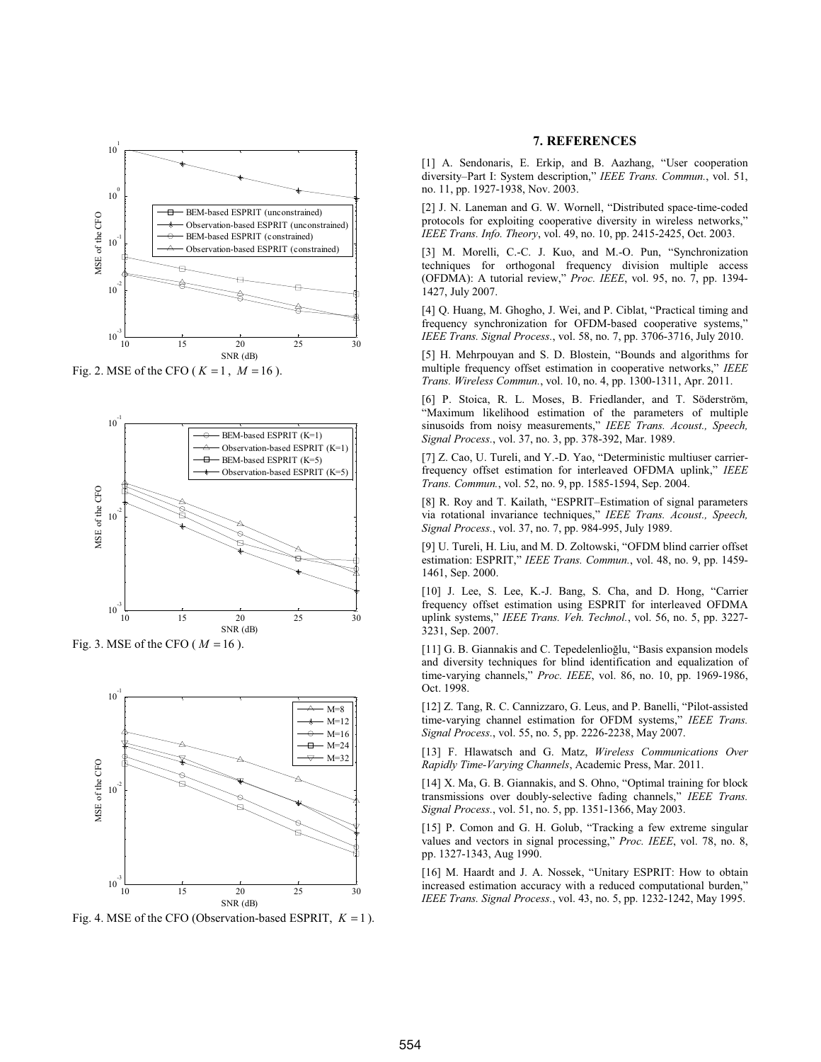10^1

10^0

10^-1

10^-2

10^-3

MSE of the CFO

SNR (dB)

10 15 20 25 30

BEM-based ESPRIT (unconstrained)
Observation-based ESPRIT (unconstrained)
BEM-based ESPRIT (constrained)
Observation-based ESPRIT (constrained)

Fig. 2. MSE of the CFO ( $K = 1$ , $M = 16$ ).

10^-1

10^-2

10^-3

MSE of the CFO

SNR (dB)

10 15 20 25 30

BEM-based ESPRIT (K=1)
Observation-based ESPRIT (K=1)
BEM-based ESPRIT (K=5)
Observation-based ESPRIT (K=5)

Fig. 3. MSE of the CFO ( $M = 16$ ).

10^-1

10^-2

10^-3

MSE of the CFO

SNR (dB)

10 15 20 25 30

M=8
M=12
M=16
M=24
M=32

Fig. 4. MSE of the CFO (Observation-based ESPRIT, $K = 1$ ).

## 7. REFERENCES

[1] A. Sendonaris, E. Erkip, and B. Aazhang, "User cooperation diversity–Part I: System description," *IEEE Trans. Commun.*, vol. 51, no. 11, pp. 1927-1938, Nov. 2003.

[2] J. N. Laneman and G. W. Wornell, "Distributed space-time-coded protocols for exploiting cooperative diversity in wireless networks," *IEEE Trans. Info. Theory*, vol. 49, no. 10, pp. 2415-2425, Oct. 2003.

[3] M. Morelli, C.-C. J. Kuo, and M.-O. Pun, "Synchronization techniques for orthogonal frequency division multiple access (OFDMA): A tutorial review," *Proc. IEEE*, vol. 95, no. 7, pp. 1394-1427, July 2007.

[4] Q. Huang, M. Ghogho, J. Wei, and P. Ciblat, "Practical timing and frequency synchronization for OFDM-based cooperative systems," *IEEE Trans. Signal Process.*, vol. 58, no. 7, pp. 3706-3716, July 2010.

[5] H. Mehrpouyan and S. D. Blostein, "Bounds and algorithms for multiple frequency offset estimation in cooperative networks," *IEEE Trans. Wireless Commun.*, vol. 10, no. 4, pp. 1300-1311, Apr. 2011.

[6] P. Stoica, R. L. Moses, B. Friedlander, and T. Söderström, "Maximum likelihood estimation of the parameters of multiple sinusoids from noisy measurements," *IEEE Trans. Acoust., Speech, Signal Process.*, vol. 37, no. 3, pp. 378-392, Mar. 1989.

[7] Z. Cao, U. Tureli, and Y.-D. Yao, "Deterministic multiuser carrier-frequency offset estimation for interleaved OFDMA uplink," *IEEE Trans. Commun.*, vol. 52, no. 9, pp. 1585-1594, Sep. 2004.

[8] R. Roy and T. Kailath, "ESPRIT–Estimation of signal parameters via rotational invariance techniques," *IEEE Trans. Acoust., Speech, Signal Process.*, vol. 37, no. 7, pp. 984-995, July 1989.

[9] U. Tureli, H. Liu, and M. D. Zoltowski, "OFDM blind carrier offset estimation: ESPRIT," *IEEE Trans. Commun.*, vol. 48, no. 9, pp. 1459-1461, Sep. 2000.

[10] J. Lee, S. Lee, K.-J. Bang, S. Cha, and D. Hong, "Carrier frequency offset estimation using ESPRIT for interleaved OFDMA uplink systems," *IEEE Trans. Veh. Technol.*, vol. 56, no. 5, pp. 3227-3231, Sep. 2007.

[11] G. B. Giannakis and C. Tepedelenlioğlu, "Basis expansion models and diversity techniques for blind identification and equalization of time-varying channels," *Proc. IEEE*, vol. 86, no. 10, pp. 1969-1986, Oct. 1998.

[12] Z. Tang, R. C. Cannizzaro, G. Leus, and P. Banelli, "Pilot-assisted time-varying channel estimation for OFDM systems," *IEEE Trans. Signal Process.*, vol. 55, no. 5, pp. 2226-2238, May 2007.

[13] F. Hlawatsch and G. Matz, *Wireless Communications Over Rapidly Time-Varying Channels*, Academic Press, Mar. 2011.

[14] X. Ma, G. B. Giannakis, and S. Ohno, "Optimal training for block transmissions over doubly-selective fading channels," *IEEE Trans. Signal Process.*, vol. 51, no. 5, pp. 1351-1366, May 2003.

[15] P. Comon and G. H. Golub, "Tracking a few extreme singular values and vectors in signal processing," *Proc. IEEE*, vol. 78, no. 8, pp. 1327-1343, Aug 1990.

[16] M. Haardt and J. A. Nossek, "Unitary ESPRIT: How to obtain increased estimation accuracy with a reduced computational burden," *IEEE Trans. Signal Process.*, vol. 43, no. 5, pp. 1232-1242, May 1995.